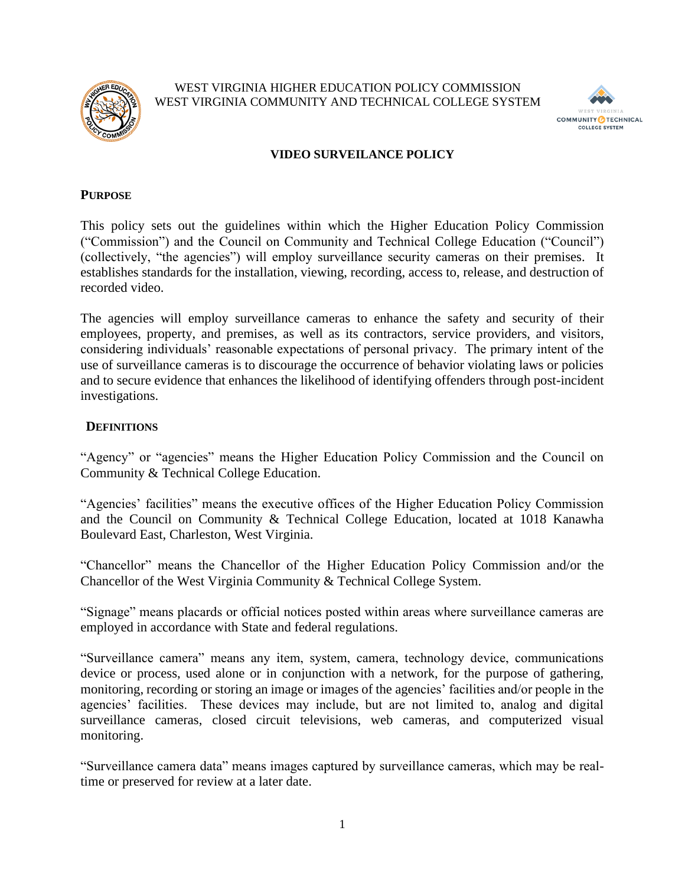WEST VIRGINIA HIGHER EDUCATION POLICY COMMISSION
WEST VIRGINIA COMMUNITY AND TECHNICAL COLLEGE SYSTEM

# VIDEO SURVEILANCE POLICY

## PURPOSE

This policy sets out the guidelines within which the Higher Education Policy Commission ("Commission") and the Council on Community and Technical College Education ("Council") (collectively, "the agencies") will employ surveillance security cameras on their premises. It establishes standards for the installation, viewing, recording, access to, release, and destruction of recorded video.

The agencies will employ surveillance cameras to enhance the safety and security of their employees, property, and premises, as well as its contractors, service providers, and visitors, considering individuals' reasonable expectations of personal privacy. The primary intent of the use of surveillance cameras is to discourage the occurrence of behavior violating laws or policies and to secure evidence that enhances the likelihood of identifying offenders through post-incident investigations.

## DEFINITIONS

"Agency" or "agencies" means the Higher Education Policy Commission and the Council on Community & Technical College Education.

"Agencies' facilities" means the executive offices of the Higher Education Policy Commission and the Council on Community & Technical College Education, located at 1018 Kanawha Boulevard East, Charleston, West Virginia.

"Chancellor" means the Chancellor of the Higher Education Policy Commission and/or the Chancellor of the West Virginia Community & Technical College System.

"Signage" means placards or official notices posted within areas where surveillance cameras are employed in accordance with State and federal regulations.

"Surveillance camera" means any item, system, camera, technology device, communications device or process, used alone or in conjunction with a network, for the purpose of gathering, monitoring, recording or storing an image or images of the agencies' facilities and/or people in the agencies' facilities. These devices may include, but are not limited to, analog and digital surveillance cameras, closed circuit televisions, web cameras, and computerized visual monitoring.

"Surveillance camera data" means images captured by surveillance cameras, which may be real-time or preserved for review at a later date.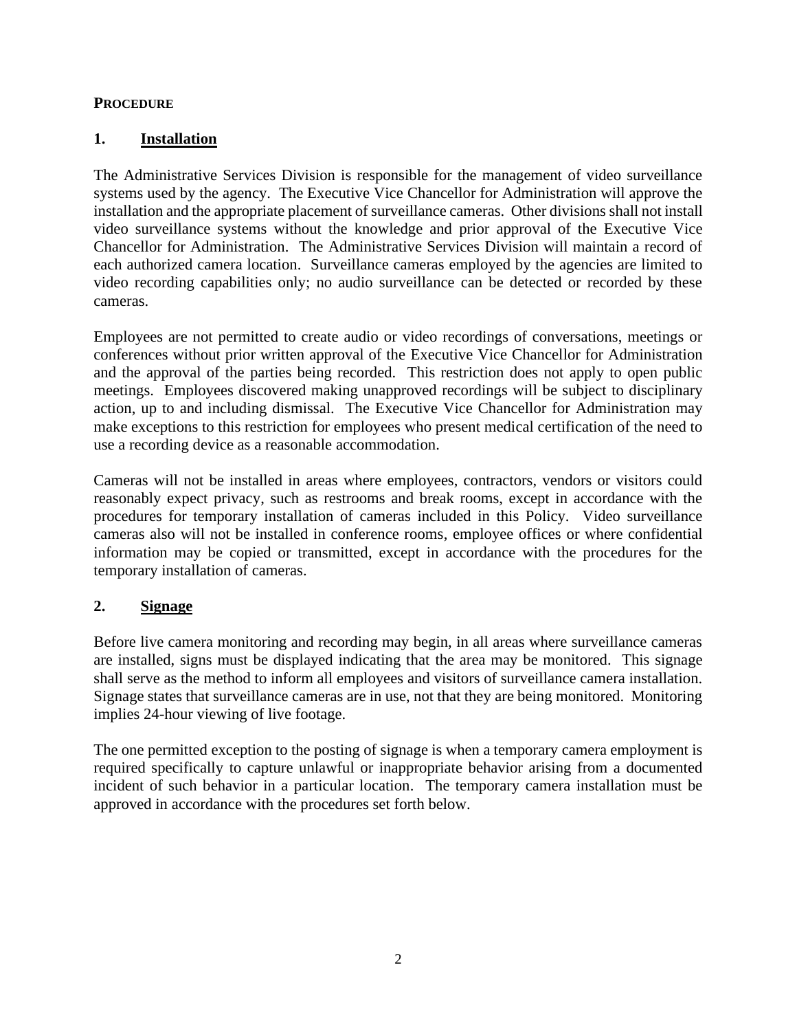**PROCEDURE**

## 1. Installation

The Administrative Services Division is responsible for the management of video surveillance systems used by the agency. The Executive Vice Chancellor for Administration will approve the installation and the appropriate placement of surveillance cameras. Other divisions shall not install video surveillance systems without the knowledge and prior approval of the Executive Vice Chancellor for Administration. The Administrative Services Division will maintain a record of each authorized camera location. Surveillance cameras employed by the agencies are limited to video recording capabilities only; no audio surveillance can be detected or recorded by these cameras.

Employees are not permitted to create audio or video recordings of conversations, meetings or conferences without prior written approval of the Executive Vice Chancellor for Administration and the approval of the parties being recorded. This restriction does not apply to open public meetings. Employees discovered making unapproved recordings will be subject to disciplinary action, up to and including dismissal. The Executive Vice Chancellor for Administration may make exceptions to this restriction for employees who present medical certification of the need to use a recording device as a reasonable accommodation.

Cameras will not be installed in areas where employees, contractors, vendors or visitors could reasonably expect privacy, such as restrooms and break rooms, except in accordance with the procedures for temporary installation of cameras included in this Policy. Video surveillance cameras also will not be installed in conference rooms, employee offices or where confidential information may be copied or transmitted, except in accordance with the procedures for the temporary installation of cameras.

## 2. Signage

Before live camera monitoring and recording may begin, in all areas where surveillance cameras are installed, signs must be displayed indicating that the area may be monitored. This signage shall serve as the method to inform all employees and visitors of surveillance camera installation. Signage states that surveillance cameras are in use, not that they are being monitored. Monitoring implies 24-hour viewing of live footage.

The one permitted exception to the posting of signage is when a temporary camera employment is required specifically to capture unlawful or inappropriate behavior arising from a documented incident of such behavior in a particular location. The temporary camera installation must be approved in accordance with the procedures set forth below.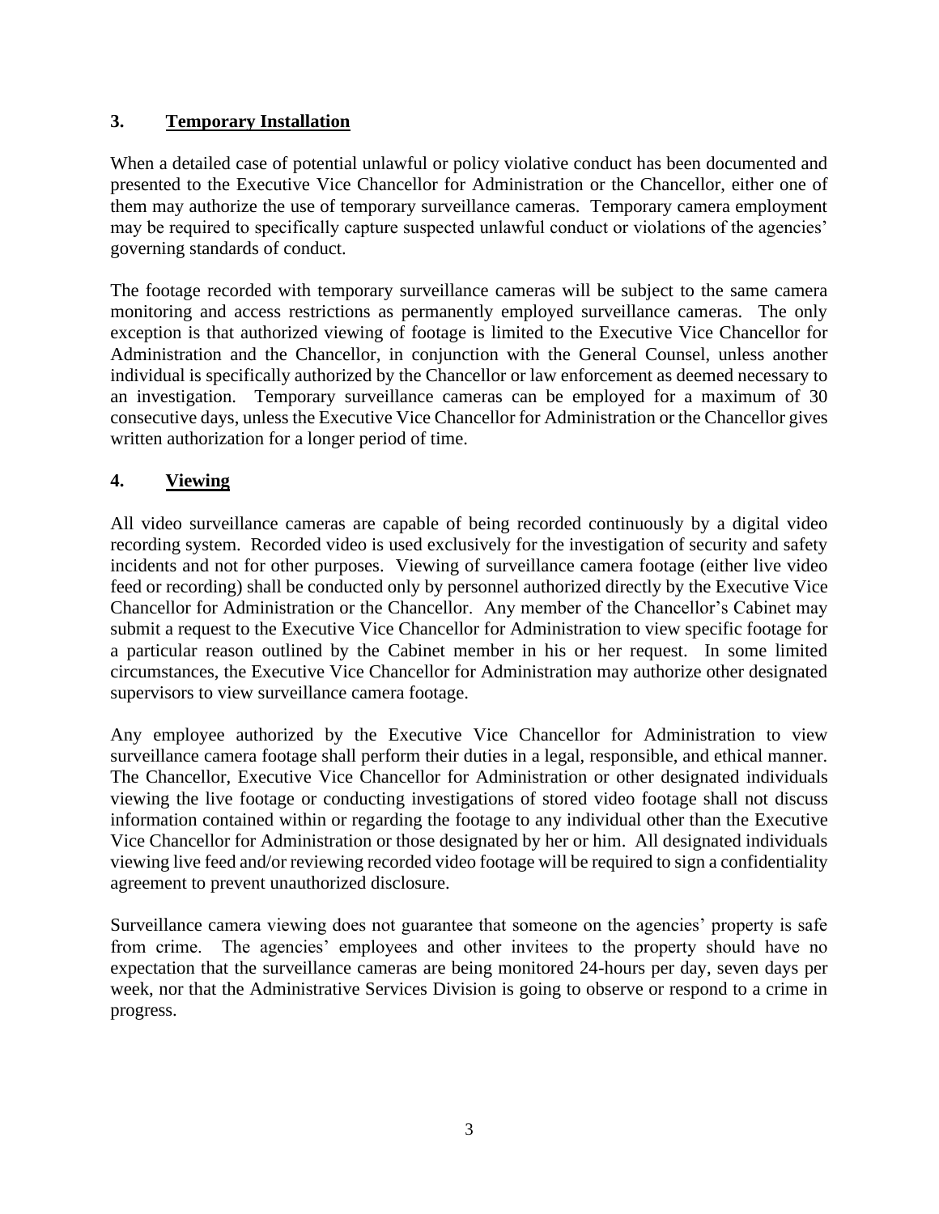## 3. Temporary Installation

When a detailed case of potential unlawful or policy violative conduct has been documented and presented to the Executive Vice Chancellor for Administration or the Chancellor, either one of them may authorize the use of temporary surveillance cameras. Temporary camera employment may be required to specifically capture suspected unlawful conduct or violations of the agencies' governing standards of conduct.

The footage recorded with temporary surveillance cameras will be subject to the same camera monitoring and access restrictions as permanently employed surveillance cameras. The only exception is that authorized viewing of footage is limited to the Executive Vice Chancellor for Administration and the Chancellor, in conjunction with the General Counsel, unless another individual is specifically authorized by the Chancellor or law enforcement as deemed necessary to an investigation. Temporary surveillance cameras can be employed for a maximum of 30 consecutive days, unless the Executive Vice Chancellor for Administration or the Chancellor gives written authorization for a longer period of time.

## 4. Viewing

All video surveillance cameras are capable of being recorded continuously by a digital video recording system. Recorded video is used exclusively for the investigation of security and safety incidents and not for other purposes. Viewing of surveillance camera footage (either live video feed or recording) shall be conducted only by personnel authorized directly by the Executive Vice Chancellor for Administration or the Chancellor. Any member of the Chancellor's Cabinet may submit a request to the Executive Vice Chancellor for Administration to view specific footage for a particular reason outlined by the Cabinet member in his or her request. In some limited circumstances, the Executive Vice Chancellor for Administration may authorize other designated supervisors to view surveillance camera footage.

Any employee authorized by the Executive Vice Chancellor for Administration to view surveillance camera footage shall perform their duties in a legal, responsible, and ethical manner. The Chancellor, Executive Vice Chancellor for Administration or other designated individuals viewing the live footage or conducting investigations of stored video footage shall not discuss information contained within or regarding the footage to any individual other than the Executive Vice Chancellor for Administration or those designated by her or him. All designated individuals viewing live feed and/or reviewing recorded video footage will be required to sign a confidentiality agreement to prevent unauthorized disclosure.

Surveillance camera viewing does not guarantee that someone on the agencies' property is safe from crime. The agencies' employees and other invitees to the property should have no expectation that the surveillance cameras are being monitored 24-hours per day, seven days per week, nor that the Administrative Services Division is going to observe or respond to a crime in progress.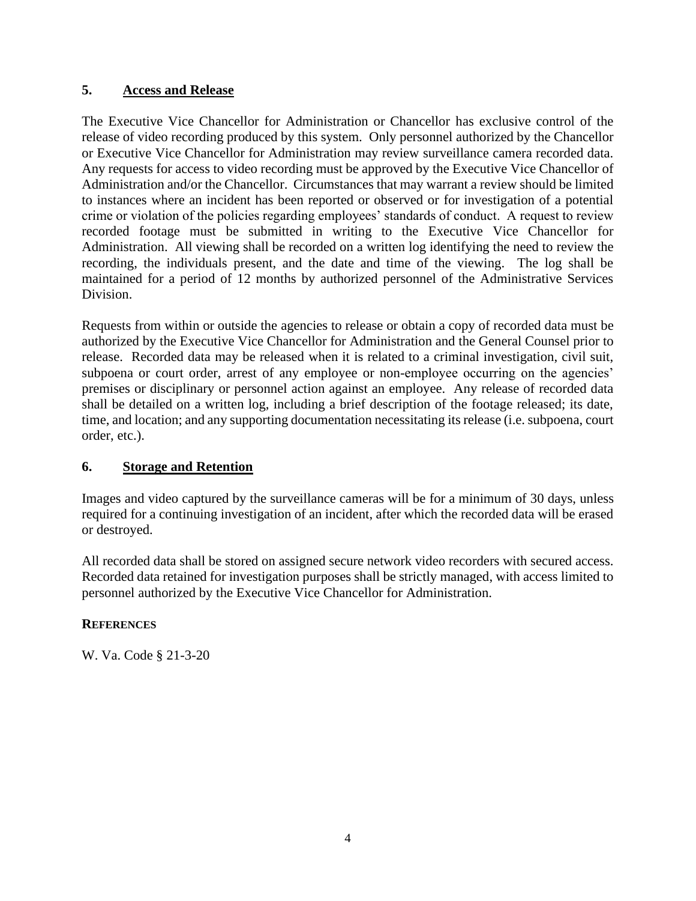## 5. Access and Release

The Executive Vice Chancellor for Administration or Chancellor has exclusive control of the release of video recording produced by this system. Only personnel authorized by the Chancellor or Executive Vice Chancellor for Administration may review surveillance camera recorded data. Any requests for access to video recording must be approved by the Executive Vice Chancellor of Administration and/or the Chancellor. Circumstances that may warrant a review should be limited to instances where an incident has been reported or observed or for investigation of a potential crime or violation of the policies regarding employees' standards of conduct. A request to review recorded footage must be submitted in writing to the Executive Vice Chancellor for Administration. All viewing shall be recorded on a written log identifying the need to review the recording, the individuals present, and the date and time of the viewing. The log shall be maintained for a period of 12 months by authorized personnel of the Administrative Services Division.

Requests from within or outside the agencies to release or obtain a copy of recorded data must be authorized by the Executive Vice Chancellor for Administration and the General Counsel prior to release. Recorded data may be released when it is related to a criminal investigation, civil suit, subpoena or court order, arrest of any employee or non-employee occurring on the agencies' premises or disciplinary or personnel action against an employee. Any release of recorded data shall be detailed on a written log, including a brief description of the footage released; its date, time, and location; and any supporting documentation necessitating its release (i.e. subpoena, court order, etc.).

## 6. Storage and Retention

Images and video captured by the surveillance cameras will be for a minimum of 30 days, unless required for a continuing investigation of an incident, after which the recorded data will be erased or destroyed.

All recorded data shall be stored on assigned secure network video recorders with secured access. Recorded data retained for investigation purposes shall be strictly managed, with access limited to personnel authorized by the Executive Vice Chancellor for Administration.

**REFERENCES**

W. Va. Code § 21-3-20